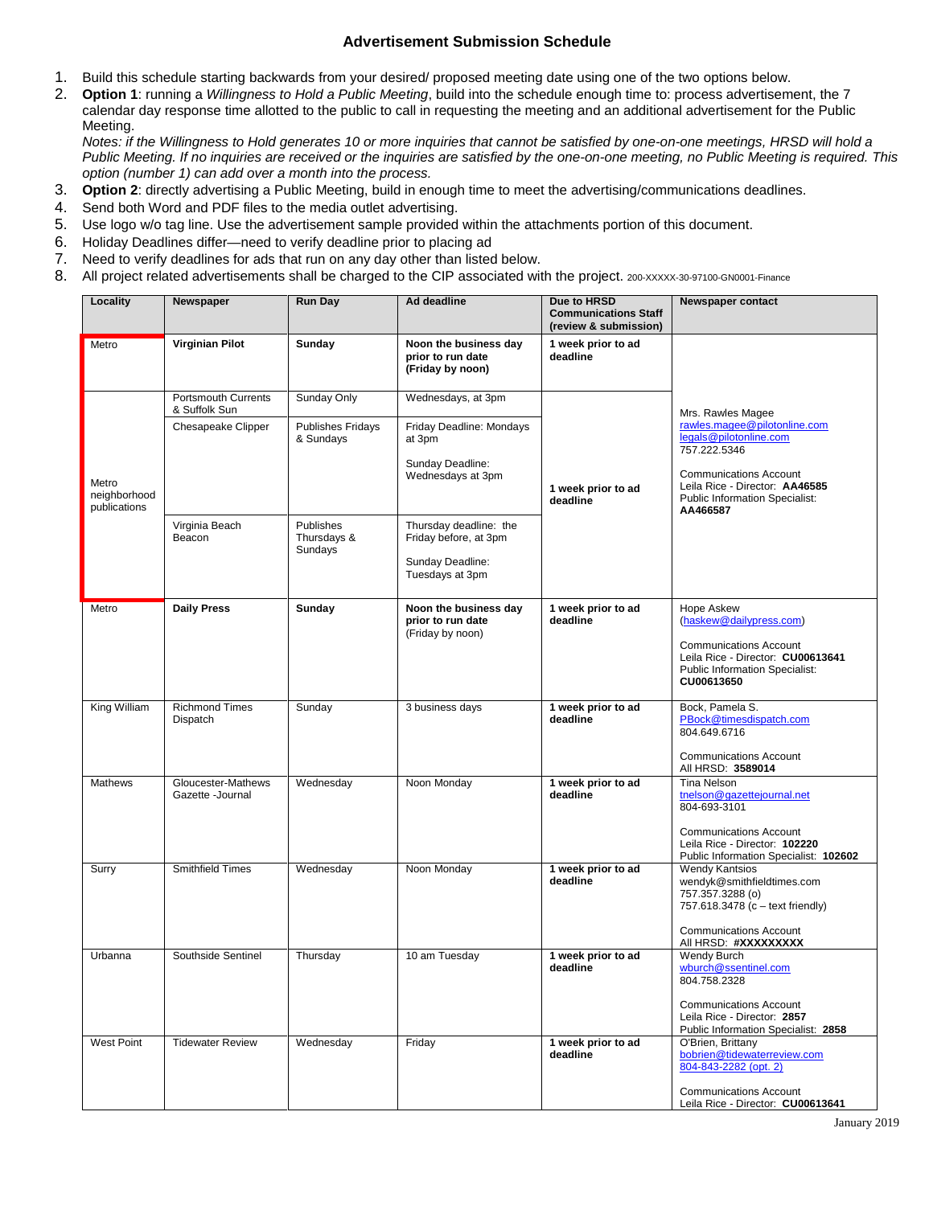# Advertisement Submission Schedule

1. Build this schedule starting backwards from your desired/ proposed meeting date using one of the two options below.
2. **Option 1**: running a *Willingness to Hold a Public Meeting*, build into the schedule enough time to: process advertisement, the 7 calendar day response time allotted to the public to call in requesting the meeting and an additional advertisement for the Public Meeting.
   *Notes: if the Willingness to Hold generates 10 or more inquiries that cannot be satisfied by one-on-one meetings, HRSD will hold a Public Meeting. If no inquiries are received or the inquiries are satisfied by the one-on-one meeting, no Public Meeting is required. This option (number 1) can add over a month into the process.*
3. **Option 2**: directly advertising a Public Meeting, build in enough time to meet the advertising/communications deadlines.
4. Send both Word and PDF files to the media outlet advertising.
5. Use logo w/o tag line. Use the advertisement sample provided within the attachments portion of this document.
6. Holiday Deadlines differ—need to verify deadline prior to placing ad
7. Need to verify deadlines for ads that run on any day other than listed below.
8. All project related advertisements shall be charged to the CIP associated with the project. 200-XXXXX-30-97100-GN0001-Finance

| Locality | Newspaper | Run Day | Ad deadline | Due to HRSD Communications Staff (review & submission) | Newspaper contact |
|---|---|---|---|---|---|
| Metro | **Virginian Pilot** | **Sunday** | **Noon the business day prior to run date (Friday by noon)** | **1 week prior to ad deadline** | Mrs. Rawles Magee<br>rawles.magee@pilotonline.com<br>legals@pilotonline.com<br>757.222.5346<br><br>Communications Account<br>Leila Rice - Director: **AA46585**<br>Public Information Specialist: **AA466587** |
| Metro neighborhood publications | Portsmouth Currents & Suffolk Sun | Sunday Only | Wednesdays, at 3pm | **1 week prior to ad deadline** | |
| | Chesapeake Clipper | Publishes Fridays & Sundays | Friday Deadline: Mondays at 3pm<br><br>Sunday Deadline: Wednesdays at 3pm | | |
| | Virginia Beach Beacon | Publishes Thursdays & Sundays | Thursday deadline: the Friday before, at 3pm<br><br>Sunday Deadline: Tuesdays at 3pm | | |
| Metro | **Daily Press** | **Sunday** | **Noon the business day prior to run date** (Friday by noon) | **1 week prior to ad deadline** | Hope Askew<br>(haskew@dailypress.com)<br><br>Communications Account<br>Leila Rice - Director: **CU00613641**<br>Public Information Specialist: **CU00613650** |
| King William | Richmond Times Dispatch | Sunday | 3 business days | **1 week prior to ad deadline** | Bock, Pamela S.<br>PBock@timesdispatch.com<br>804.649.6716<br><br>Communications Account<br>All HRSD: **3589014** |
| Mathews | Gloucester-Mathews Gazette -Journal | Wednesday | Noon Monday | **1 week prior to ad deadline** | Tina Nelson<br>tnelson@gazettejournal.net<br>804-693-3101<br><br>Communications Account<br>Leila Rice - Director: **102220**<br>Public Information Specialist: **102602** |
| Surry | Smithfield Times | Wednesday | Noon Monday | **1 week prior to ad deadline** | Wendy Kantsios<br>wendyk@smithfieldtimes.com<br>757.357.3288 (o)<br>757.618.3478 (c – text friendly)<br><br>Communications Account<br>All HRSD: **#XXXXXXXXX** |
| Urbanna | Southside Sentinel | Thursday | 10 am Tuesday | **1 week prior to ad deadline** | Wendy Burch<br>wburch@ssentinel.com<br>804.758.2328<br><br>Communications Account<br>Leila Rice - Director: **2857**<br>Public Information Specialist: **2858** |
| West Point | Tidewater Review | Wednesday | Friday | **1 week prior to ad deadline** | O'Brien, Brittany<br>bobrien@tidewaterreview.com<br>804-843-2282 (opt. 2)<br><br>Communications Account<br>Leila Rice - Director: **CU00613641** |

January 2019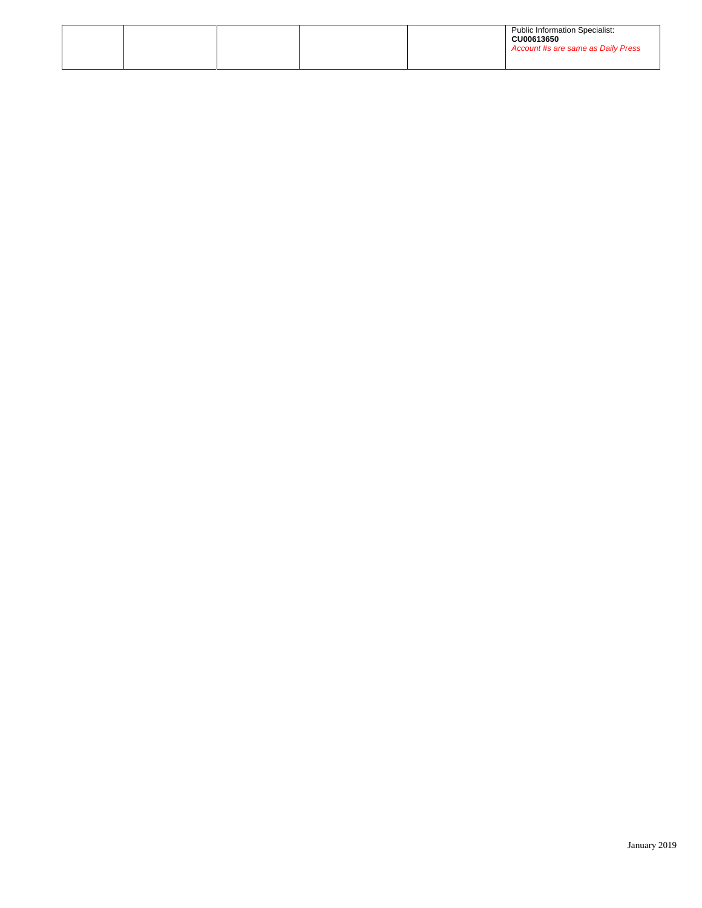| | | | | | |
|---|---|---|---|---|---|
| | | | | | Public Information Specialist: **CU00613650** *Account #s are same as Daily Press* |